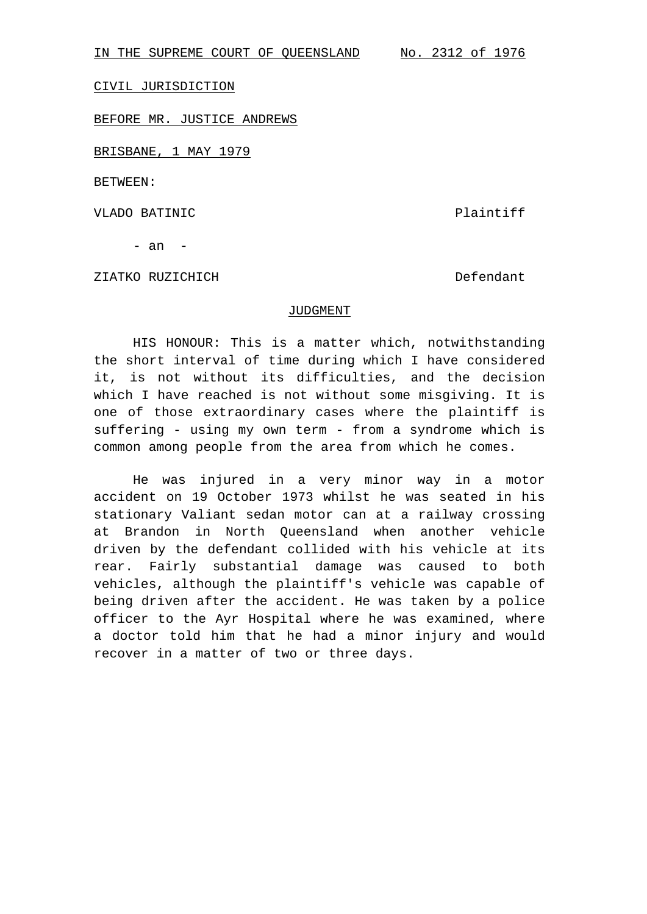IN THE SUPREME COURT OF QUEENSLAND     No. 2312 of 1976

CIVIL JURISDICTION

BEFORE MR. JUSTICE ANDREWS

BRISBANE, 1 MAY 1979

BETWEEN:

VLADO BATINIC     Plaintiff

- an -

ZIATKO RUZICHICH     Defendant

JUDGMENT

HIS HONOUR: This is a matter which, notwithstanding the short interval of time during which I have considered it, is not without its difficulties, and the decision which I have reached is not without some misgiving. It is one of those extraordinary cases where the plaintiff is suffering - using my own term - from a syndrome which is common among people from the area from which he comes.

He was injured in a very minor way in a motor accident on 19 October 1973 whilst he was seated in his stationary Valiant sedan motor can at a railway crossing at Brandon in North Queensland when another vehicle driven by the defendant collided with his vehicle at its rear. Fairly substantial damage was caused to both vehicles, although the plaintiff's vehicle was capable of being driven after the accident. He was taken by a police officer to the Ayr Hospital where he was examined, where a doctor told him that he had a minor injury and would recover in a matter of two or three days.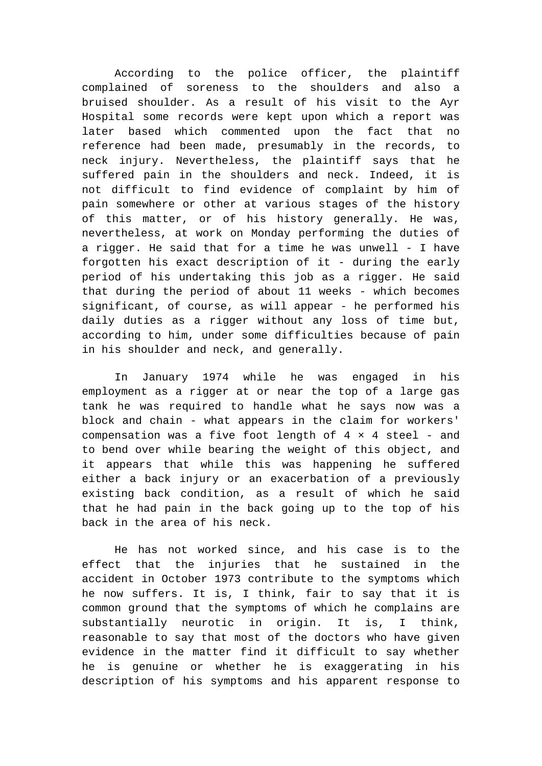According to the police officer, the plaintiff complained of soreness to the shoulders and also a bruised shoulder. As a result of his visit to the Ayr Hospital some records were kept upon which a report was later based which commented upon the fact that no reference had been made, presumably in the records, to neck injury. Nevertheless, the plaintiff says that he suffered pain in the shoulders and neck. Indeed, it is not difficult to find evidence of complaint by him of pain somewhere or other at various stages of the history of this matter, or of his history generally. He was, nevertheless, at work on Monday performing the duties of a rigger. He said that for a time he was unwell - I have forgotten his exact description of it - during the early period of his undertaking this job as a rigger. He said that during the period of about 11 weeks - which becomes significant, of course, as will appear - he performed his daily duties as a rigger without any loss of time but, according to him, under some difficulties because of pain in his shoulder and neck, and generally.

In January 1974 while he was engaged in his employment as a rigger at or near the top of a large gas tank he was required to handle what he says now was a block and chain - what appears in the claim for workers' compensation was a five foot length of 4 × 4 steel - and to bend over while bearing the weight of this object, and it appears that while this was happening he suffered either a back injury or an exacerbation of a previously existing back condition, as a result of which he said that he had pain in the back going up to the top of his back in the area of his neck.

He has not worked since, and his case is to the effect that the injuries that he sustained in the accident in October 1973 contribute to the symptoms which he now suffers. It is, I think, fair to say that it is common ground that the symptoms of which he complains are substantially neurotic in origin. It is, I think, reasonable to say that most of the doctors who have given evidence in the matter find it difficult to say whether he is genuine or whether he is exaggerating in his description of his symptoms and his apparent response to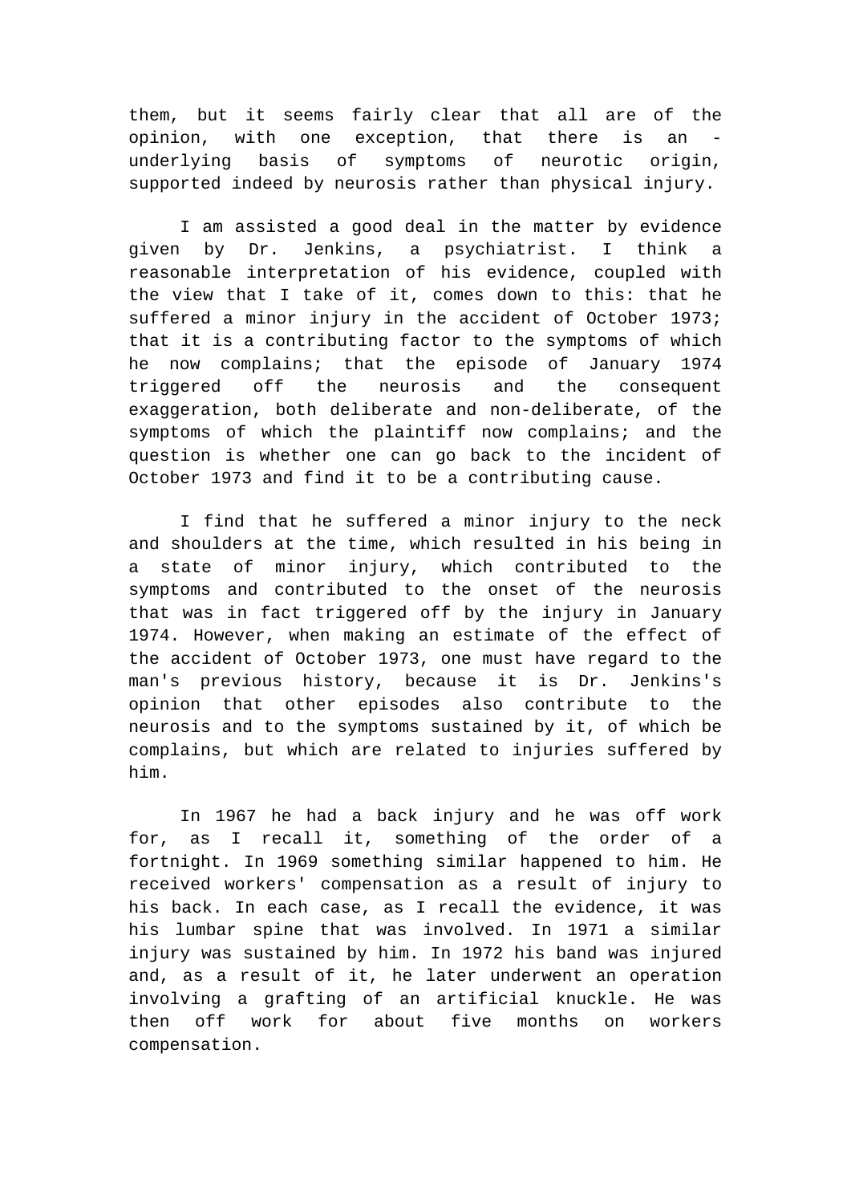them, but it seems fairly clear that all are of the opinion, with one exception, that there is an - underlying basis of symptoms of neurotic origin, supported indeed by neurosis rather than physical injury.

I am assisted a good deal in the matter by evidence given by Dr. Jenkins, a psychiatrist. I think a reasonable interpretation of his evidence, coupled with the view that I take of it, comes down to this: that he suffered a minor injury in the accident of October 1973; that it is a contributing factor to the symptoms of which he now complains; that the episode of January 1974 triggered off the neurosis and the consequent exaggeration, both deliberate and non-deliberate, of the symptoms of which the plaintiff now complains; and the question is whether one can go back to the incident of October 1973 and find it to be a contributing cause.

I find that he suffered a minor injury to the neck and shoulders at the time, which resulted in his being in a state of minor injury, which contributed to the symptoms and contributed to the onset of the neurosis that was in fact triggered off by the injury in January 1974. However, when making an estimate of the effect of the accident of October 1973, one must have regard to the man's previous history, because it is Dr. Jenkins's opinion that other episodes also contribute to the neurosis and to the symptoms sustained by it, of which be complains, but which are related to injuries suffered by him.

In 1967 he had a back injury and he was off work for, as I recall it, something of the order of a fortnight. In 1969 something similar happened to him. He received workers' compensation as a result of injury to his back. In each case, as I recall the evidence, it was his lumbar spine that was involved. In 1971 a similar injury was sustained by him. In 1972 his band was injured and, as a result of it, he later underwent an operation involving a grafting of an artificial knuckle. He was then off work for about five months on workers compensation.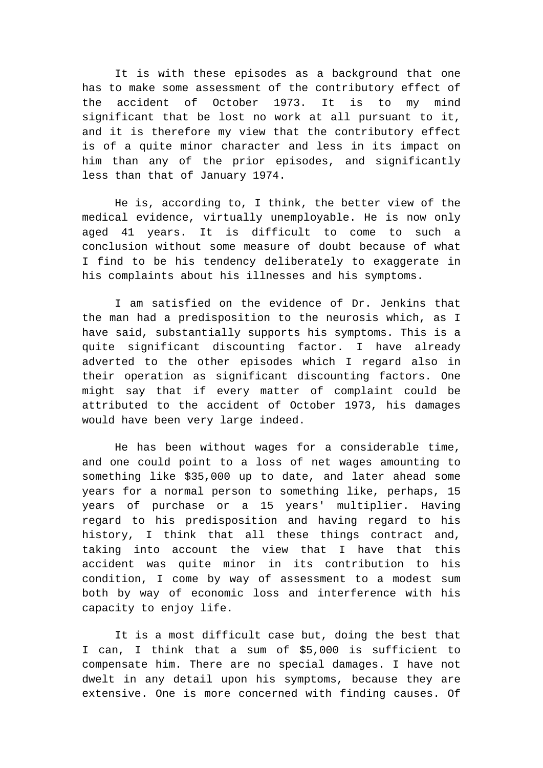It is with these episodes as a background that one has to make some assessment of the contributory effect of the accident of October 1973. It is to my mind significant that be lost no work at all pursuant to it, and it is therefore my view that the contributory effect is of a quite minor character and less in its impact on him than any of the prior episodes, and significantly less than that of January 1974.

He is, according to, I think, the better view of the medical evidence, virtually unemployable. He is now only aged 41 years. It is difficult to come to such a conclusion without some measure of doubt because of what I find to be his tendency deliberately to exaggerate in his complaints about his illnesses and his symptoms.

I am satisfied on the evidence of Dr. Jenkins that the man had a predisposition to the neurosis which, as I have said, substantially supports his symptoms. This is a quite significant discounting factor. I have already adverted to the other episodes which I regard also in their operation as significant discounting factors. One might say that if every matter of complaint could be attributed to the accident of October 1973, his damages would have been very large indeed.

He has been without wages for a considerable time, and one could point to a loss of net wages amounting to something like $35,000 up to date, and later ahead some years for a normal person to something like, perhaps, 15 years of purchase or a 15 years' multiplier. Having regard to his predisposition and having regard to his history, I think that all these things contract and, taking into account the view that I have that this accident was quite minor in its contribution to his condition, I come by way of assessment to a modest sum both by way of economic loss and interference with his capacity to enjoy life.

It is a most difficult case but, doing the best that I can, I think that a sum of $5,000 is sufficient to compensate him. There are no special damages. I have not dwelt in any detail upon his symptoms, because they are extensive. One is more concerned with finding causes. Of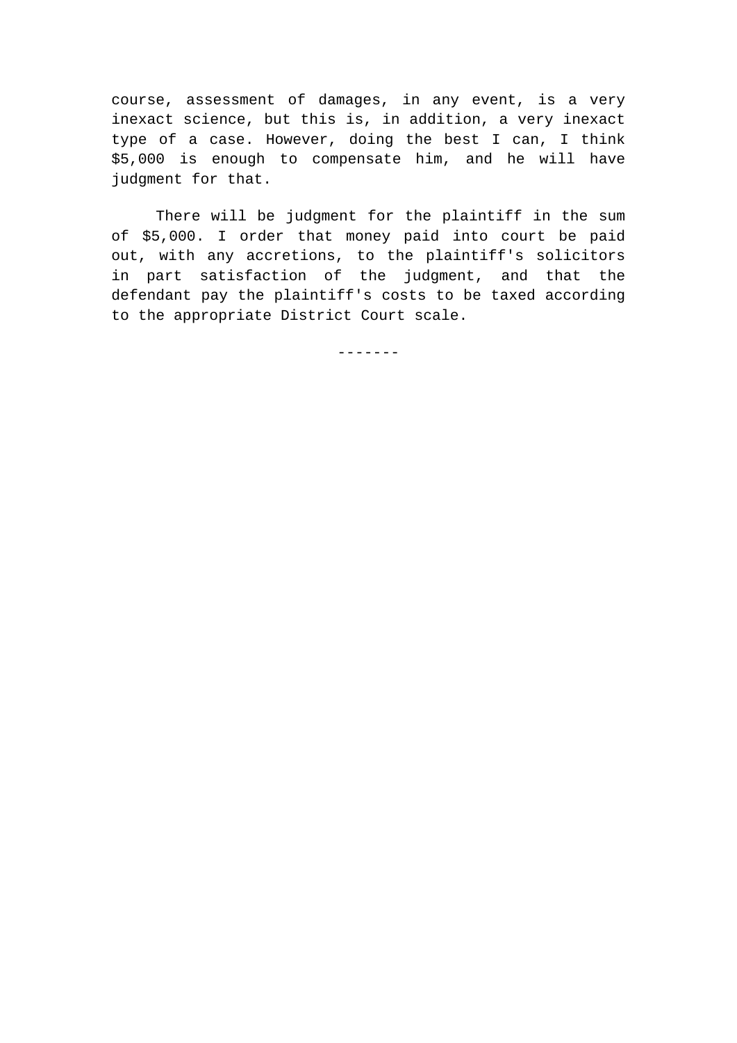course, assessment of damages, in any event, is a very inexact science, but this is, in addition, a very inexact type of a case. However, doing the best I can, I think $5,000 is enough to compensate him, and he will have judgment for that.

There will be judgment for the plaintiff in the sum of $5,000. I order that money paid into court be paid out, with any accretions, to the plaintiff's solicitors in part satisfaction of the judgment, and that the defendant pay the plaintiff's costs to be taxed according to the appropriate District Court scale.

-------